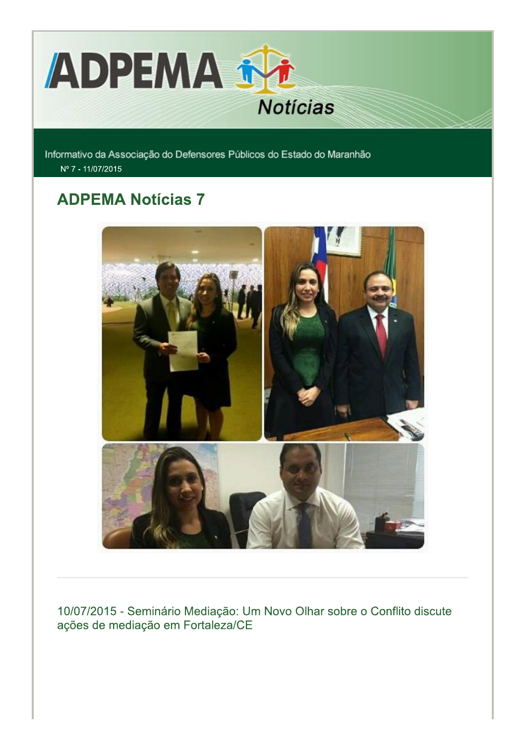# ADPEMA Notícias

Informativo da Associação do Defensores Públicos do Estado do Maranhão

Nº 7 - 11/07/2015

## ADPEMA Notícias 7

10/07/2015 - Seminário Mediação: Um Novo Olhar sobre o Conflito discute ações de mediação em Fortaleza/CE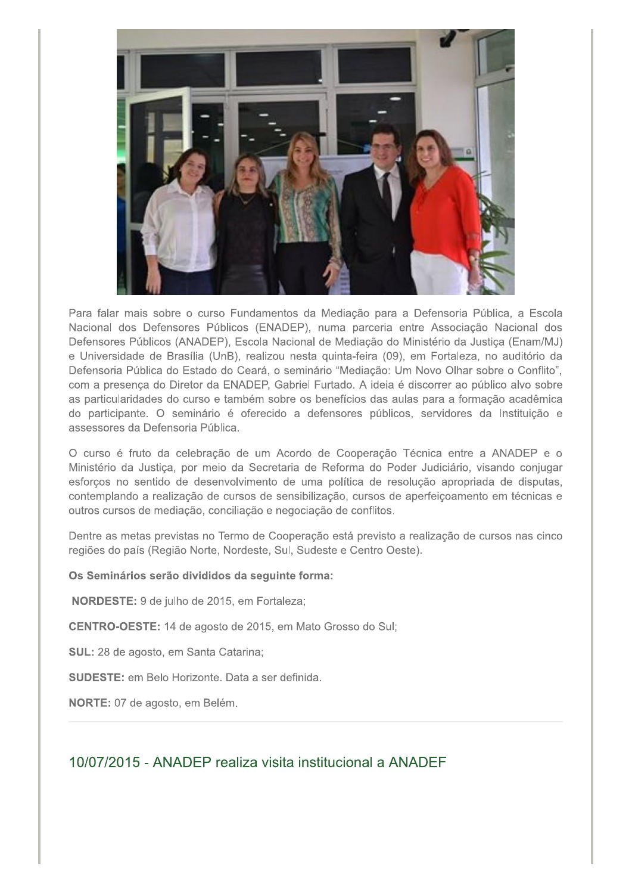Para falar mais sobre o curso Fundamentos da Mediação para a Defensoria Pública, a Escola Nacional dos Defensores Públicos (ENADEP), numa parceria entre Associação Nacional dos Defensores Públicos (ANADEP), Escola Nacional de Mediação do Ministério da Justiça (Enam/MJ) e Universidade de Brasília (UnB), realizou nesta quinta-feira (09), em Fortaleza, no auditório da Defensoria Pública do Estado do Ceará, o seminário "Mediação: Um Novo Olhar sobre o Conflito", com a presença do Diretor da ENADEP, Gabriel Furtado. A ideia é discorrer ao público alvo sobre as particularidades do curso e também sobre os benefícios das aulas para a formação acadêmica do participante. O seminário é oferecido a defensores públicos, servidores da Instituição e assessores da Defensoria Pública.

O curso é fruto da celebração de um Acordo de Cooperação Técnica entre a ANADEP e o Ministério da Justiça, por meio da Secretaria de Reforma do Poder Judiciário, visando conjugar esforços no sentido de desenvolvimento de uma política de resolução apropriada de disputas, contemplando a realização de cursos de sensibilização, cursos de aperfeiçoamento em técnicas e outros cursos de mediação, conciliação e negociação de conflitos.

Dentre as metas previstas no Termo de Cooperação está previsto a realização de cursos nas cinco regiões do país (Região Norte, Nordeste, Sul, Sudeste e Centro Oeste).

**Os Seminários serão divididos da seguinte forma:**

**NORDESTE:** 9 de julho de 2015, em Fortaleza;

**CENTRO-OESTE:** 14 de agosto de 2015, em Mato Grosso do Sul;

**SUL:** 28 de agosto, em Santa Catarina;

**SUDESTE:** em Belo Horizonte. Data a ser definida.

**NORTE:** 07 de agosto, em Belém.

---

## 10/07/2015 - ANADEP realiza visita institucional a ANADEF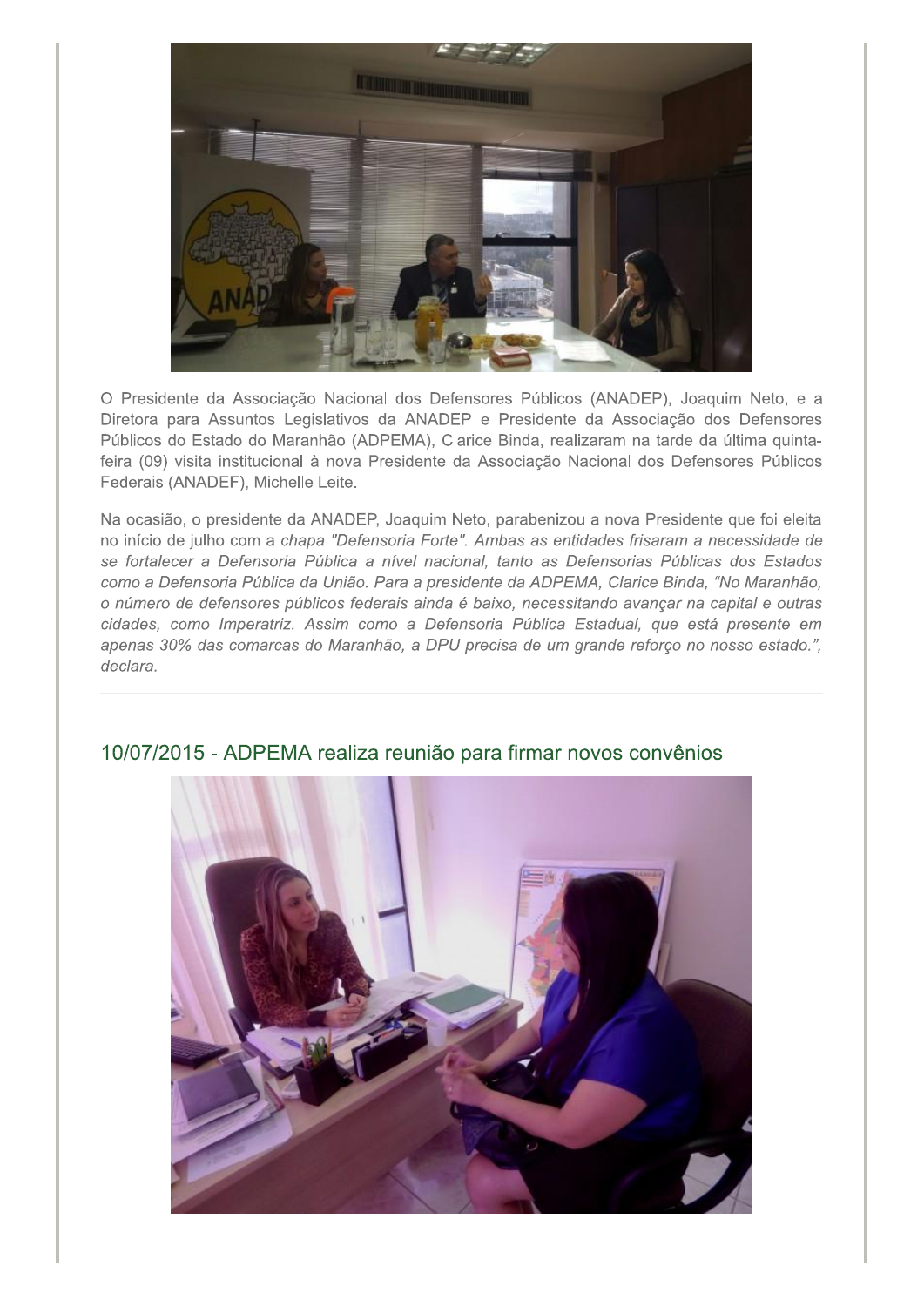O Presidente da Associação Nacional dos Defensores Públicos (ANADEP), Joaquim Neto, e a Diretora para Assuntos Legislativos da ANADEP e Presidente da Associação dos Defensores Públicos do Estado do Maranhão (ADPEMA), Clarice Binda, realizaram na tarde da última quinta-feira (09) visita institucional à nova Presidente da Associação Nacional dos Defensores Públicos Federais (ANADEF), Michelle Leite.

Na ocasião, o presidente da ANADEP, Joaquim Neto, parabenizou a nova Presidente que foi eleita no início de julho com a *chapa "Defensoria Forte". Ambas as entidades frisaram a necessidade de se fortalecer a Defensoria Pública a nível nacional, tanto as Defensorias Públicas dos Estados como a Defensoria Pública da União. Para a presidente da ADPEMA, Clarice Binda, "No Maranhão, o número de defensores públicos federais ainda é baixo, necessitando avançar na capital e outras cidades, como Imperatriz. Assim como a Defensoria Pública Estadual, que está presente em apenas 30% das comarcas do Maranhão, a DPU precisa de um grande reforço no nosso estado.", declara.*

---

## 10/07/2015 - ADPEMA realiza reunião para firmar novos convênios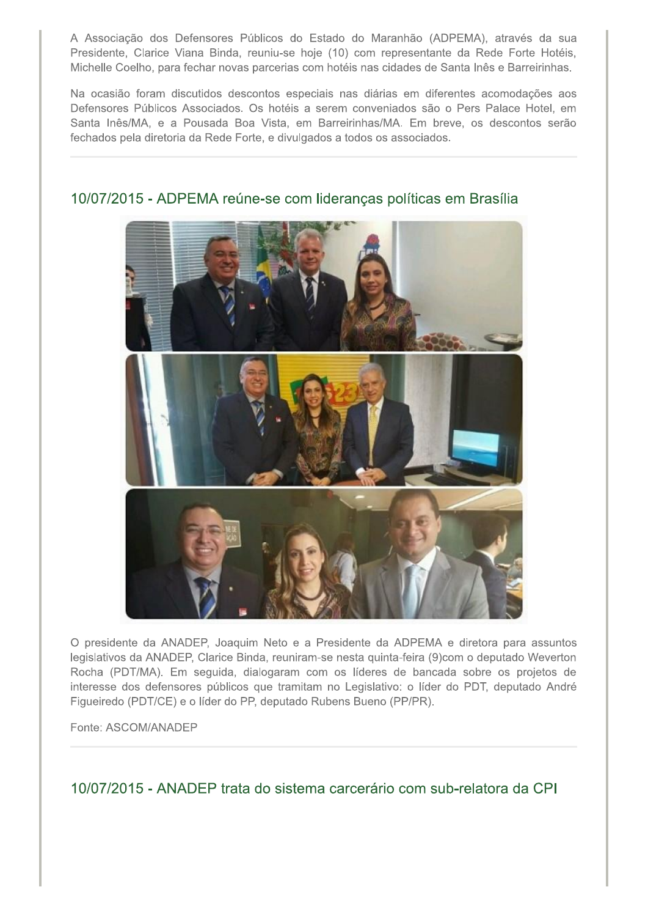A Associação dos Defensores Públicos do Estado do Maranhão (ADPEMA), através da sua Presidente, Clarice Viana Binda, reuniu-se hoje (10) com representante da Rede Forte Hotéis, Michelle Coelho, para fechar novas parcerias com hotéis nas cidades de Santa Inês e Barreirinhas.

Na ocasião foram discutidos descontos especiais nas diárias em diferentes acomodações aos Defensores Públicos Associados. Os hotéis a serem conveniados são o Pers Palace Hotel, em Santa Inês/MA, e a Pousada Boa Vista, em Barreirinhas/MA. Em breve, os descontos serão fechados pela diretoria da Rede Forte, e divulgados a todos os associados.

---

## 10/07/2015 - ADPEMA reúne-se com lideranças políticas em Brasília

O presidente da ANADEP, Joaquim Neto e a Presidente da ADPEMA e diretora para assuntos legislativos da ANADEP, Clarice Binda, reuniram-se nesta quinta-feira (9)com o deputado Weverton Rocha (PDT/MA). Em seguida, dialogaram com os líderes de bancada sobre os projetos de interesse dos defensores públicos que tramitam no Legislativo: o líder do PDT, deputado André Figueiredo (PDT/CE) e o líder do PP, deputado Rubens Bueno (PP/PR).

Fonte: ASCOM/ANADEP

---

## 10/07/2015 - ANADEP trata do sistema carcerário com sub-relatora da CPI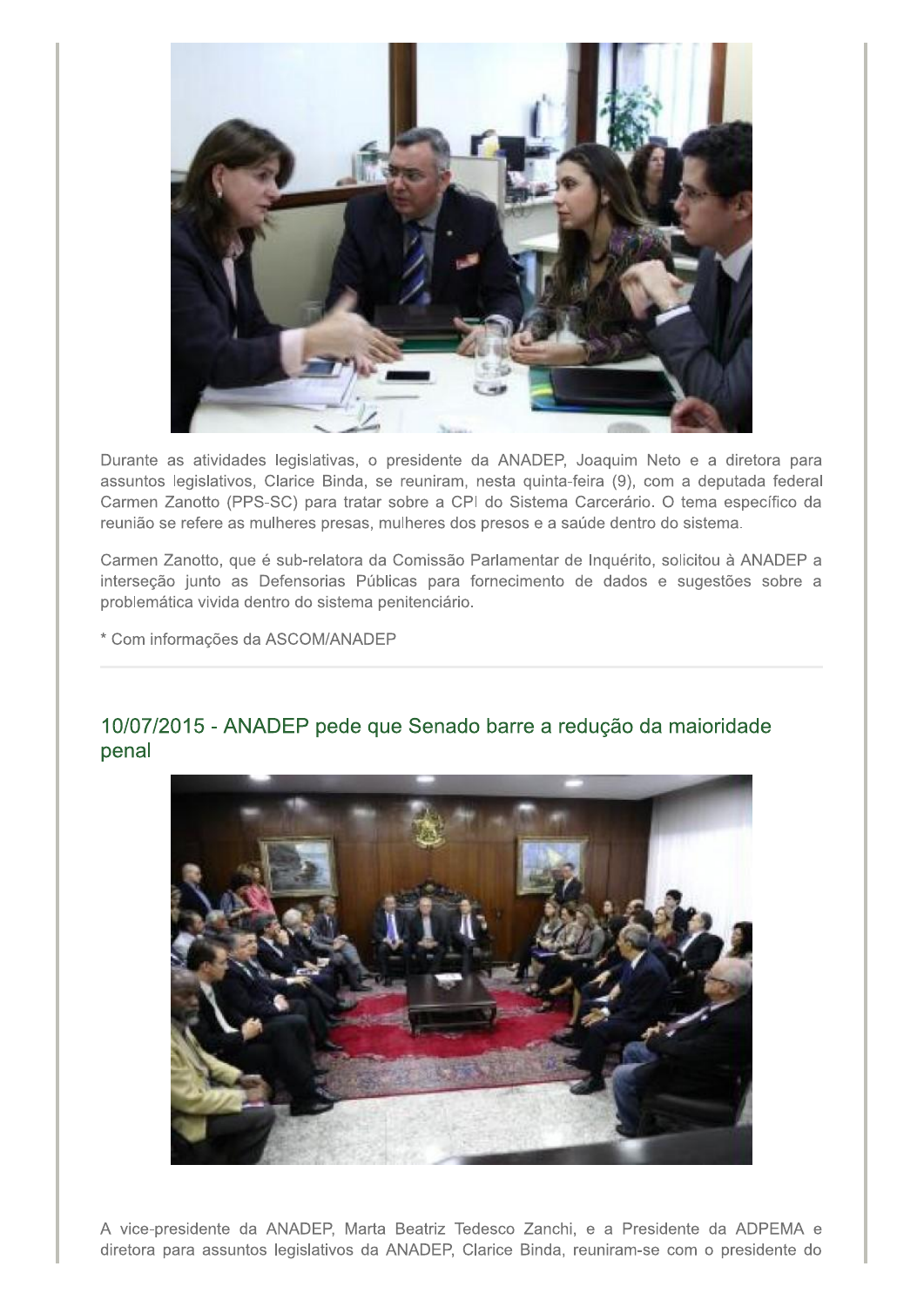Durante as atividades legislativas, o presidente da ANADEP, Joaquim Neto e a diretora para assuntos legislativos, Clarice Binda, se reuniram, nesta quinta-feira (9), com a deputada federal Carmen Zanotto (PPS-SC) para tratar sobre a CPI do Sistema Carcerário. O tema específico da reunião se refere as mulheres presas, mulheres dos presos e a saúde dentro do sistema.

Carmen Zanotto, que é sub-relatora da Comissão Parlamentar de Inquérito, solicitou à ANADEP a interseção junto as Defensorias Públicas para fornecimento de dados e sugestões sobre a problemática vivida dentro do sistema penitenciário.

* Com informações da ASCOM/ANADEP

---

## 10/07/2015 - ANADEP pede que Senado barre a redução da maioridade penal

A vice-presidente da ANADEP, Marta Beatriz Tedesco Zanchi, e a Presidente da ADPEMA e diretora para assuntos legislativos da ANADEP, Clarice Binda, reuniram-se com o presidente do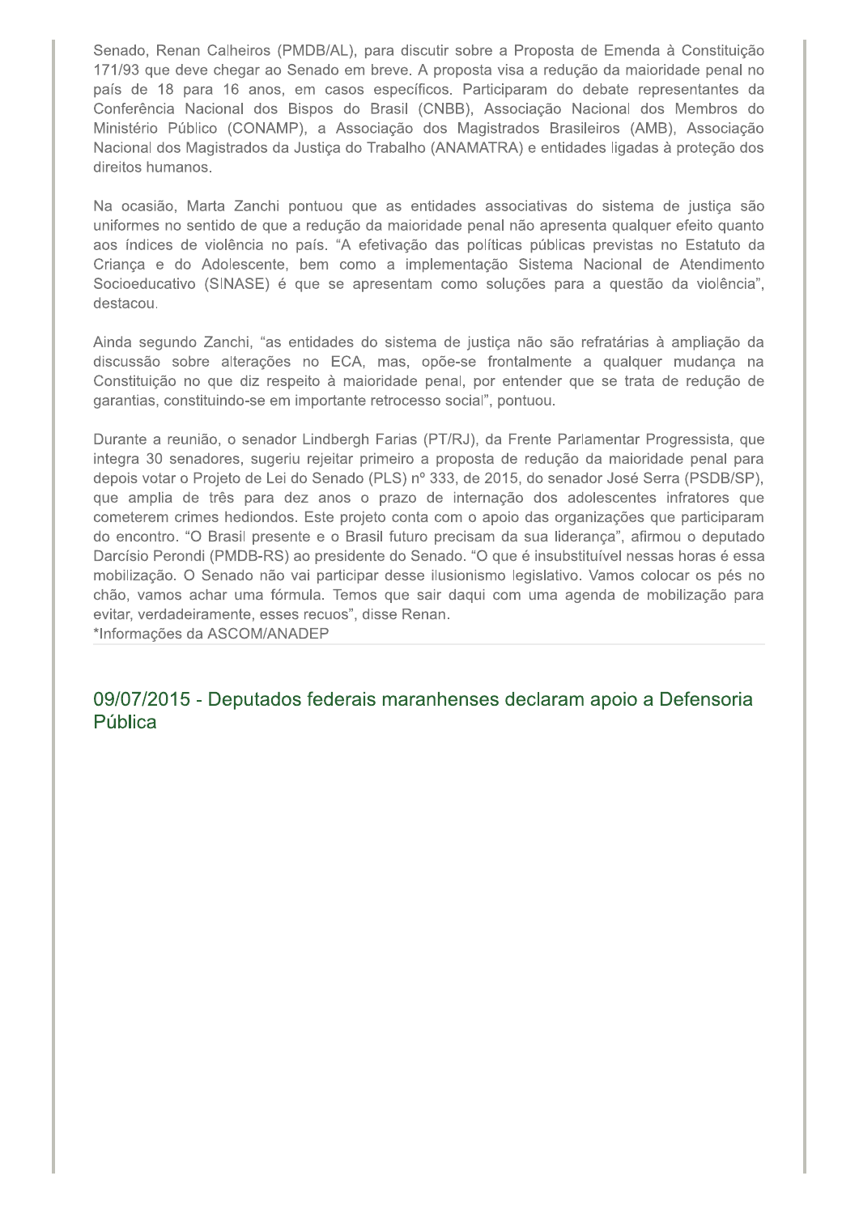Senado, Renan Calheiros (PMDB/AL), para discutir sobre a Proposta de Emenda à Constituição 171/93 que deve chegar ao Senado em breve. A proposta visa a redução da maioridade penal no país de 18 para 16 anos, em casos específicos. Participaram do debate representantes da Conferência Nacional dos Bispos do Brasil (CNBB), Associação Nacional dos Membros do Ministério Público (CONAMP), a Associação dos Magistrados Brasileiros (AMB), Associação Nacional dos Magistrados da Justiça do Trabalho (ANAMATRA) e entidades ligadas à proteção dos direitos humanos.

Na ocasião, Marta Zanchi pontuou que as entidades associativas do sistema de justiça são uniformes no sentido de que a redução da maioridade penal não apresenta qualquer efeito quanto aos índices de violência no país. "A efetivação das políticas públicas previstas no Estatuto da Criança e do Adolescente, bem como a implementação Sistema Nacional de Atendimento Socioeducativo (SINASE) é que se apresentam como soluções para a questão da violência", destacou.

Ainda segundo Zanchi, "as entidades do sistema de justiça não são refratárias à ampliação da discussão sobre alterações no ECA, mas, opõe-se frontalmente a qualquer mudança na Constituição no que diz respeito à maioridade penal, por entender que se trata de redução de garantias, constituindo-se em importante retrocesso social", pontuou.

Durante a reunião, o senador Lindbergh Farias (PT/RJ), da Frente Parlamentar Progressista, que integra 30 senadores, sugeriu rejeitar primeiro a proposta de redução da maioridade penal para depois votar o Projeto de Lei do Senado (PLS) nº 333, de 2015, do senador José Serra (PSDB/SP), que amplia de três para dez anos o prazo de internação dos adolescentes infratores que cometerem crimes hediondos. Este projeto conta com o apoio das organizações que participaram do encontro. "O Brasil presente e o Brasil futuro precisam da sua liderança", afirmou o deputado Darcísio Perondi (PMDB-RS) ao presidente do Senado. "O que é insubstituível nessas horas é essa mobilização. O Senado não vai participar desse ilusionismo legislativo. Vamos colocar os pés no chão, vamos achar uma fórmula. Temos que sair daqui com uma agenda de mobilização para evitar, verdadeiramente, esses recuos", disse Renan.
*Informações da ASCOM/ANADEP

## 09/07/2015 - Deputados federais maranhenses declaram apoio a Defensoria Pública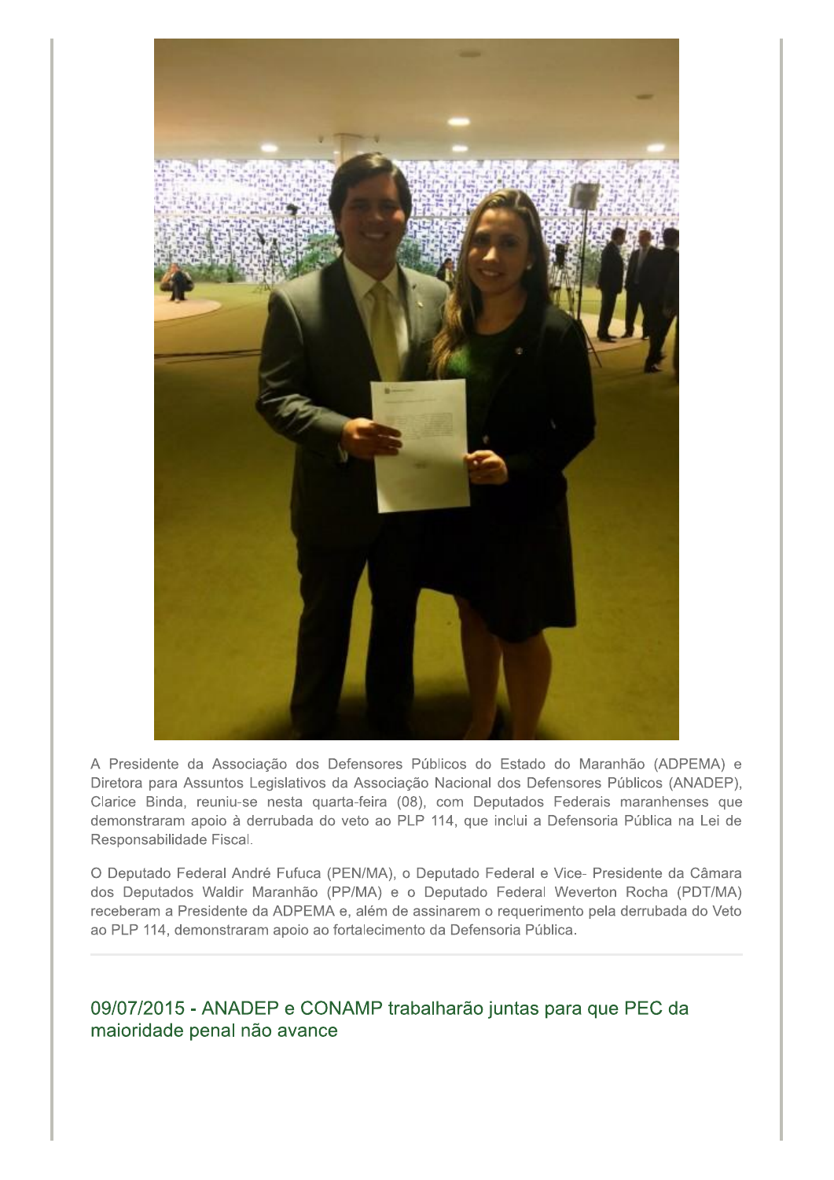A Presidente da Associação dos Defensores Públicos do Estado do Maranhão (ADPEMA) e Diretora para Assuntos Legislativos da Associação Nacional dos Defensores Públicos (ANADEP), Clarice Binda, reuniu-se nesta quarta-feira (08), com Deputados Federais maranhenses que demonstraram apoio à derrubada do veto ao PLP 114, que inclui a Defensoria Pública na Lei de Responsabilidade Fiscal.

O Deputado Federal André Fufuca (PEN/MA), o Deputado Federal e Vice- Presidente da Câmara dos Deputados Waldir Maranhão (PP/MA) e o Deputado Federal Weverton Rocha (PDT/MA) receberam a Presidente da ADPEMA e, além de assinarem o requerimento pela derrubada do Veto ao PLP 114, demonstraram apoio ao fortalecimento da Defensoria Pública.

## 09/07/2015 - ANADEP e CONAMP trabalharão juntas para que PEC da maioridade penal não avance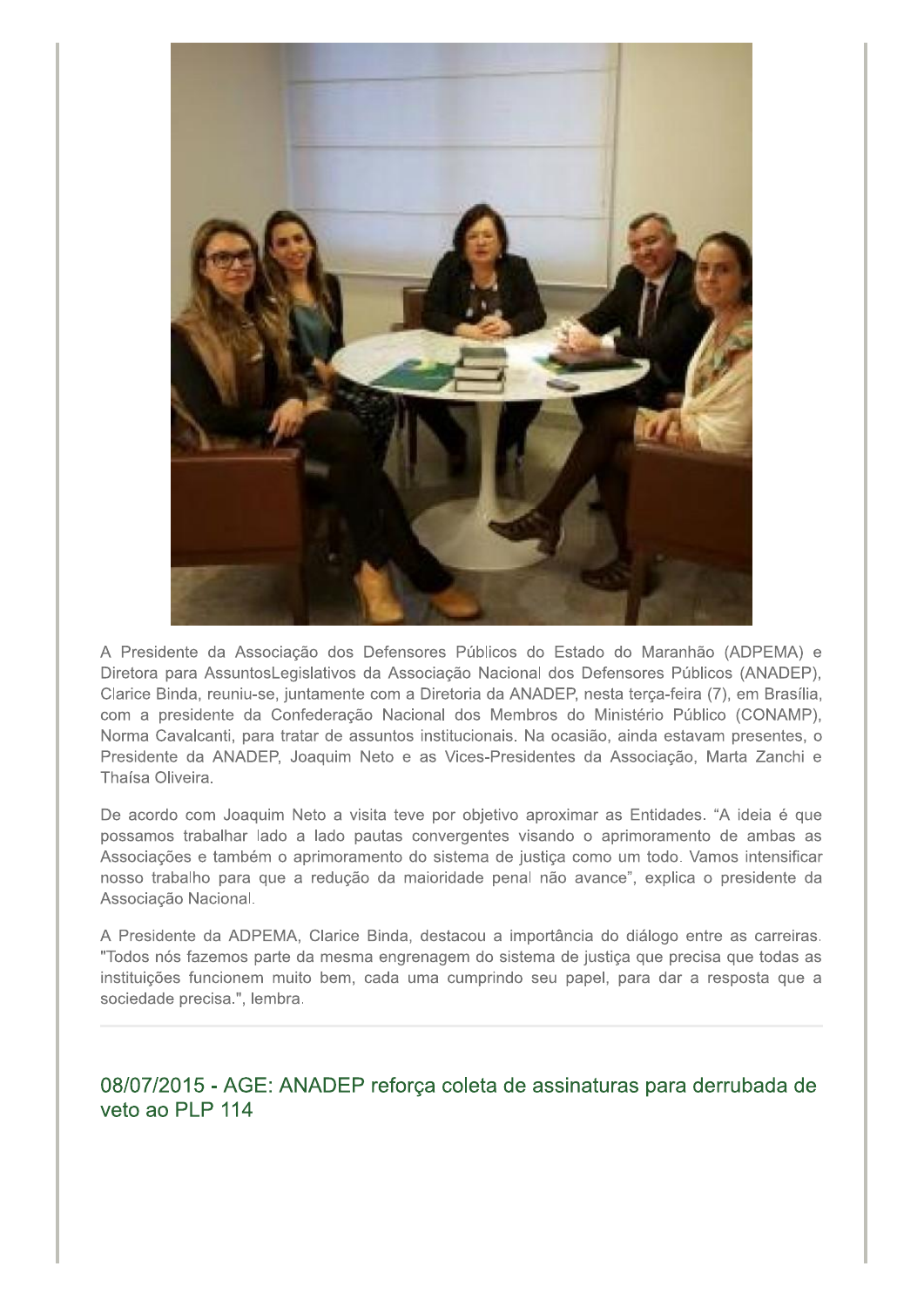A Presidente da Associação dos Defensores Públicos do Estado do Maranhão (ADPEMA) e Diretora para AssuntosLegislativos da Associação Nacional dos Defensores Públicos (ANADEP), Clarice Binda, reuniu-se, juntamente com a Diretoria da ANADEP, nesta terça-feira (7), em Brasília, com a presidente da Confederação Nacional dos Membros do Ministério Público (CONAMP), Norma Cavalcanti, para tratar de assuntos institucionais. Na ocasião, ainda estavam presentes, o Presidente da ANADEP, Joaquim Neto e as Vices-Presidentes da Associação, Marta Zanchi e Thaísa Oliveira.

De acordo com Joaquim Neto a visita teve por objetivo aproximar as Entidades. “A ideia é que possamos trabalhar lado a lado pautas convergentes visando o aprimoramento de ambas as Associações e também o aprimoramento do sistema de justiça como um todo. Vamos intensificar nosso trabalho para que a redução da maioridade penal não avance”, explica o presidente da Associação Nacional.

A Presidente da ADPEMA, Clarice Binda, destacou a importância do diálogo entre as carreiras. "Todos nós fazemos parte da mesma engrenagem do sistema de justiça que precisa que todas as instituições funcionem muito bem, cada uma cumprindo seu papel, para dar a resposta que a sociedade precisa.", lembra.

---

## 08/07/2015 - AGE: ANADEP reforça coleta de assinaturas para derrubada de veto ao PLP 114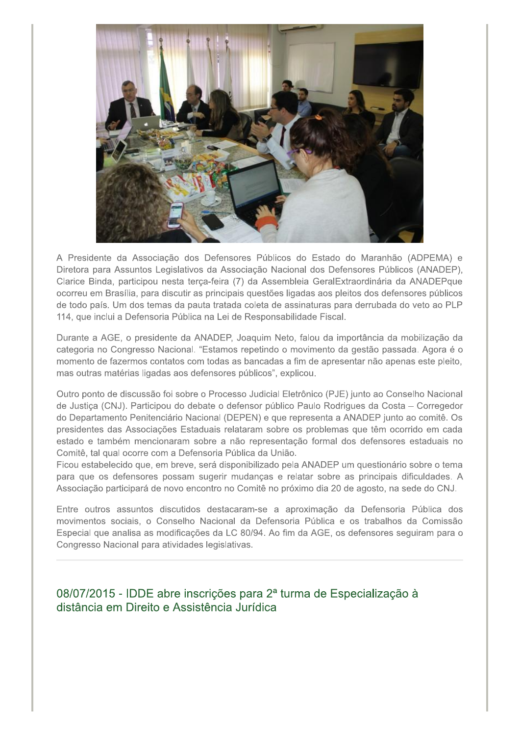A Presidente da Associação dos Defensores Públicos do Estado do Maranhão (ADPEMA) e Diretora para Assuntos Legislativos da Associação Nacional dos Defensores Públicos (ANADEP), Clarice Binda, participou nesta terça-feira (7) da Assembleia GeralExtraordinária da ANADEPque ocorreu em Brasília, para discutir as principais questões ligadas aos pleitos dos defensores públicos de todo país. Um dos temas da pauta tratada coleta de assinaturas para derrubada do veto ao PLP 114, que inclui a Defensoria Pública na Lei de Responsabilidade Fiscal.

Durante a AGE, o presidente da ANADEP, Joaquim Neto, falou da importância da mobilização da categoria no Congresso Nacional. "Estamos repetindo o movimento da gestão passada. Agora é o momento de fazermos contatos com todas as bancadas a fim de apresentar não apenas este pleito, mas outras matérias ligadas aos defensores públicos", explicou.

Outro ponto de discussão foi sobre o Processo Judicial Eletrônico (PJE) junto ao Conselho Nacional de Justiça (CNJ). Participou do debate o defensor público Paulo Rodrigues da Costa – Corregedor do Departamento Penitenciário Nacional (DEPEN) e que representa a ANADEP junto ao comitê. Os presidentes das Associações Estaduais relataram sobre os problemas que têm ocorrido em cada estado e também mencionaram sobre a não representação formal dos defensores estaduais no Comitê, tal qual ocorre com a Defensoria Pública da União.
Ficou estabelecido que, em breve, será disponibilizado pela ANADEP um questionário sobre o tema para que os defensores possam sugerir mudanças e relatar sobre as principais dificuldades. A Associação participará de novo encontro no Comitê no próximo dia 20 de agosto, na sede do CNJ.

Entre outros assuntos discutidos destacaram-se a aproximação da Defensoria Pública dos movimentos sociais, o Conselho Nacional da Defensoria Pública e os trabalhos da Comissão Especial que analisa as modificações da LC 80/94. Ao fim da AGE, os defensores seguiram para o Congresso Nacional para atividades legislativas.

## 08/07/2015 - IDDE abre inscrições para 2ª turma de Especialização à distância em Direito e Assistência Jurídica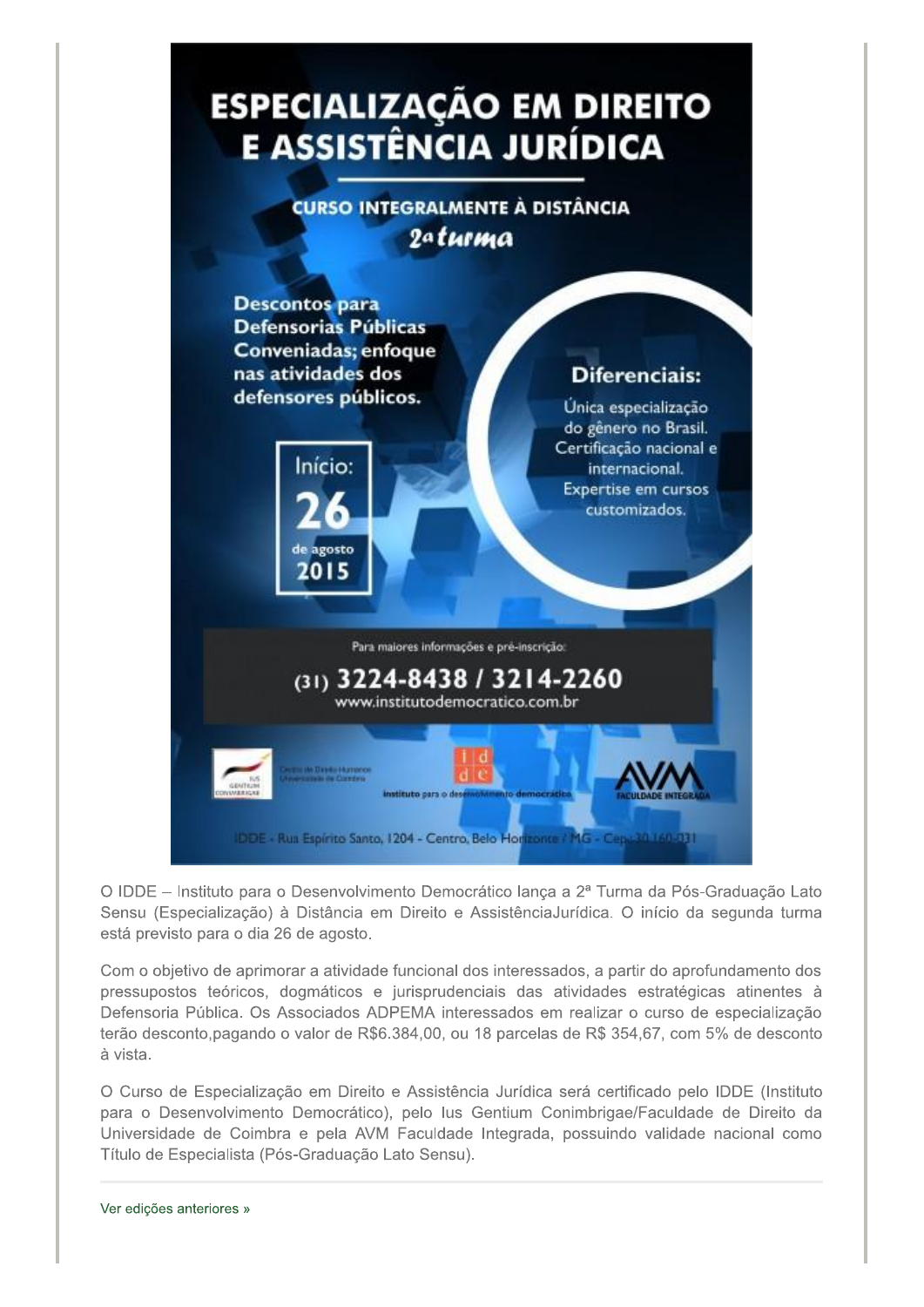# ESPECIALIZAÇÃO EM DIREITO E ASSISTÊNCIA JURÍDICA

**CURSO INTEGRALMENTE À DISTÂNCIA**

**2ª turma**

**Descontos para Defensorias Públicas Conveniadas; enfoque nas atividades dos defensores públicos.**

**Início: 26 de agosto 2015**

**Diferenciais:**

Única especialização do gênero no Brasil. Certificação nacional e internacional. Expertise em cursos customizados.

Para maiores informações e pré-inscrição:

**(31) 3224-8438 / 3214-2260**

www.institutodemocratico.com.br

Ius Gentium Conimbrigae – Centro de Direitos Humanos Universidade de Coimbra | idde – instituto para o desenvolvimento democrático | AVM Faculdade Integrada

IDDE - Rua Espírito Santo, 1204 - Centro, Belo Horizonte / MG - Cep: 30.160-031

O IDDE – Instituto para o Desenvolvimento Democrático lança a 2ª Turma da Pós-Graduação Lato Sensu (Especialização) à Distância em Direito e AssistênciaJurídica. O início da segunda turma está previsto para o dia 26 de agosto.

Com o objetivo de aprimorar a atividade funcional dos interessados, a partir do aprofundamento dos pressupostos teóricos, dogmáticos e jurisprudenciais das atividades estratégicas atinentes à Defensoria Pública. Os Associados ADPEMA interessados em realizar o curso de especialização terão desconto,pagando o valor de R$6.384,00, ou 18 parcelas de R$ 354,67, com 5% de desconto à vista.

O Curso de Especialização em Direito e Assistência Jurídica será certificado pelo IDDE (Instituto para o Desenvolvimento Democrático), pelo Ius Gentium Conimbrigae/Faculdade de Direito da Universidade de Coimbra e pela AVM Faculdade Integrada, possuindo validade nacional como Título de Especialista (Pós-Graduação Lato Sensu).

---

Ver edições anteriores »